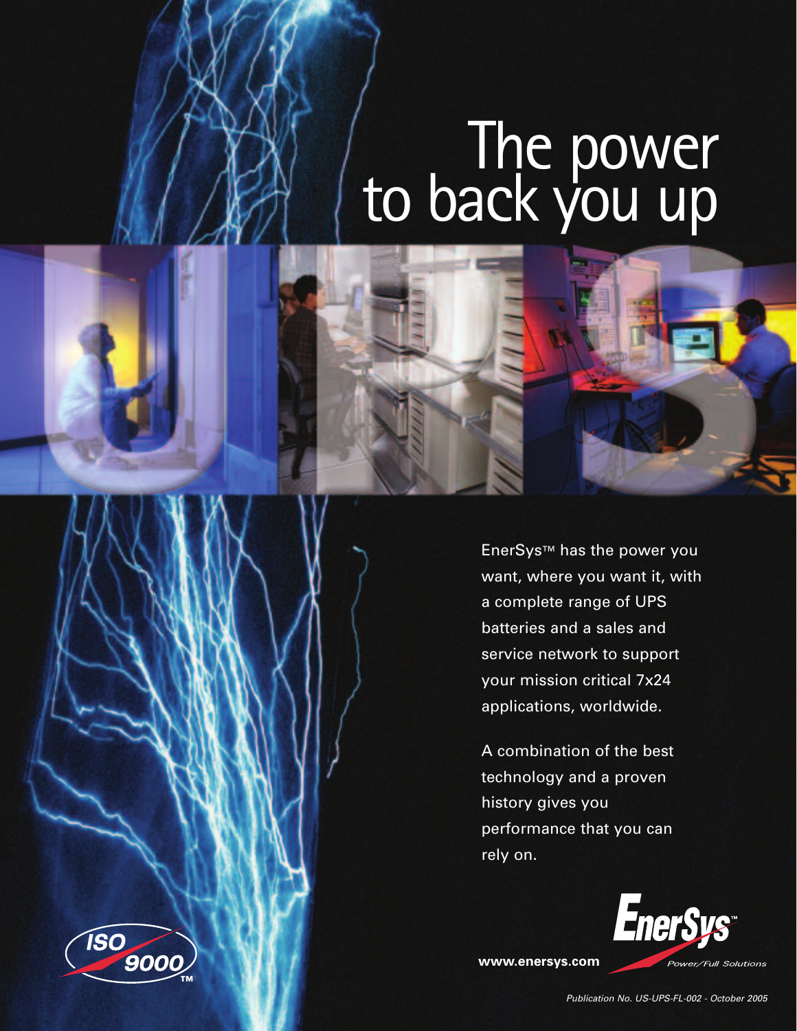# The power to back you up

EnerSys™ has the power you want, where you want it, with a complete range of UPS batteries and a sales and service network to support your mission critical 7x24 applications, worldwide.

A combination of the best technology and a proven history gives you performance that you can rely on.

ISO 9000™

**www.enersys.com**

EnerSys™ *Power/Full Solutions*

*Publication No. US-UPS-FL-002 - October 2005*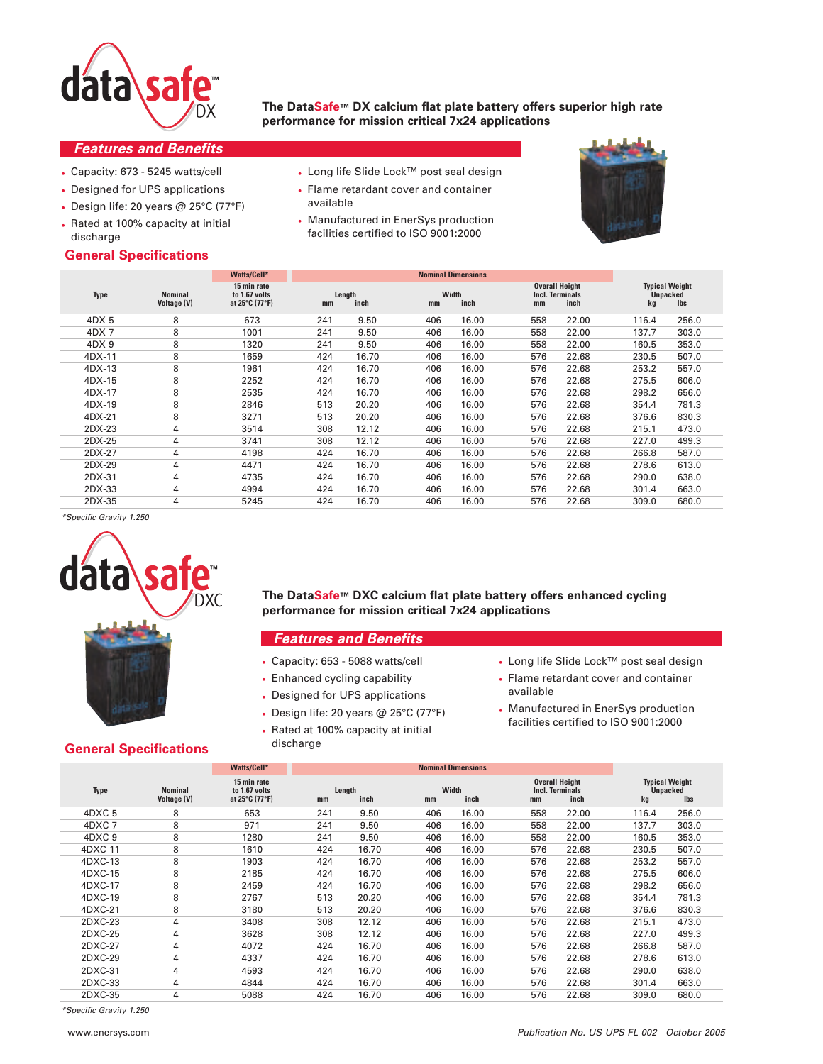# DataSafe™ DX

**The DataSafe™ DX calcium flat plate battery offers superior high rate performance for mission critical 7x24 applications**

## Features and Benefits

- Capacity: 673 - 5245 watts/cell
- Designed for UPS applications
- Design life: 20 years @ 25°C (77°F)
- Rated at 100% capacity at initial discharge
- Long life Slide Lock™ post seal design
- Flame retardant cover and container available
- Manufactured in EnerSys production facilities certified to ISO 9001:2000

## General Specifications

| Type | Nominal Voltage (V) | Watts/Cell* 15 min rate to 1.67 volts at 25°C (77°F) | Nominal Dimensions Length mm | Length inch | Width mm | Width inch | Overall Height Incl. Terminals mm | Overall Height Incl. Terminals inch | Typical Weight Unpacked kg | Typical Weight Unpacked lbs |
|---|---|---|---|---|---|---|---|---|---|---|
| 4DX-5 | 8 | 673 | 241 | 9.50 | 406 | 16.00 | 558 | 22.00 | 116.4 | 256.0 |
| 4DX-7 | 8 | 1001 | 241 | 9.50 | 406 | 16.00 | 558 | 22.00 | 137.7 | 303.0 |
| 4DX-9 | 8 | 1320 | 241 | 9.50 | 406 | 16.00 | 558 | 22.00 | 160.5 | 353.0 |
| 4DX-11 | 8 | 1659 | 424 | 16.70 | 406 | 16.00 | 576 | 22.68 | 230.5 | 507.0 |
| 4DX-13 | 8 | 1961 | 424 | 16.70 | 406 | 16.00 | 576 | 22.68 | 253.2 | 557.0 |
| 4DX-15 | 8 | 2252 | 424 | 16.70 | 406 | 16.00 | 576 | 22.68 | 275.5 | 606.0 |
| 4DX-17 | 8 | 2535 | 424 | 16.70 | 406 | 16.00 | 576 | 22.68 | 298.2 | 656.0 |
| 4DX-19 | 8 | 2846 | 513 | 20.20 | 406 | 16.00 | 576 | 22.68 | 354.4 | 781.3 |
| 4DX-21 | 8 | 3271 | 513 | 20.20 | 406 | 16.00 | 576 | 22.68 | 376.6 | 830.3 |
| 2DX-23 | 4 | 3514 | 308 | 12.12 | 406 | 16.00 | 576 | 22.68 | 215.1 | 473.0 |
| 2DX-25 | 4 | 3741 | 308 | 12.12 | 406 | 16.00 | 576 | 22.68 | 227.0 | 499.3 |
| 2DX-27 | 4 | 4198 | 424 | 16.70 | 406 | 16.00 | 576 | 22.68 | 266.8 | 587.0 |
| 2DX-29 | 4 | 4471 | 424 | 16.70 | 406 | 16.00 | 576 | 22.68 | 278.6 | 613.0 |
| 2DX-31 | 4 | 4735 | 424 | 16.70 | 406 | 16.00 | 576 | 22.68 | 290.0 | 638.0 |
| 2DX-33 | 4 | 4994 | 424 | 16.70 | 406 | 16.00 | 576 | 22.68 | 301.4 | 663.0 |
| 2DX-35 | 4 | 5245 | 424 | 16.70 | 406 | 16.00 | 576 | 22.68 | 309.0 | 680.0 |

*Specific Gravity 1.250*

# DataSafe™ DXC

**The DataSafe™ DXC calcium flat plate battery offers enhanced cycling performance for mission critical 7x24 applications**

## Features and Benefits

- Capacity: 653 - 5088 watts/cell
- Enhanced cycling capability
- Designed for UPS applications
- Design life: 20 years @ 25°C (77°F)
- Rated at 100% capacity at initial discharge
- Long life Slide Lock™ post seal design
- Flame retardant cover and container available
- Manufactured in EnerSys production facilities certified to ISO 9001:2000

## General Specifications

| Type | Nominal Voltage (V) | Watts/Cell* 15 min rate to 1.67 volts at 25°C (77°F) | Nominal Dimensions Length mm | Length inch | Width mm | Width inch | Overall Height Incl. Terminals mm | Overall Height Incl. Terminals inch | Typical Weight Unpacked kg | Typical Weight Unpacked lbs |
|---|---|---|---|---|---|---|---|---|---|---|
| 4DXC-5 | 8 | 653 | 241 | 9.50 | 406 | 16.00 | 558 | 22.00 | 116.4 | 256.0 |
| 4DXC-7 | 8 | 971 | 241 | 9.50 | 406 | 16.00 | 558 | 22.00 | 137.7 | 303.0 |
| 4DXC-9 | 8 | 1280 | 241 | 9.50 | 406 | 16.00 | 558 | 22.00 | 160.5 | 353.0 |
| 4DXC-11 | 8 | 1610 | 424 | 16.70 | 406 | 16.00 | 576 | 22.68 | 230.5 | 507.0 |
| 4DXC-13 | 8 | 1903 | 424 | 16.70 | 406 | 16.00 | 576 | 22.68 | 253.2 | 557.0 |
| 4DXC-15 | 8 | 2185 | 424 | 16.70 | 406 | 16.00 | 576 | 22.68 | 275.5 | 606.0 |
| 4DXC-17 | 8 | 2459 | 424 | 16.70 | 406 | 16.00 | 576 | 22.68 | 298.2 | 656.0 |
| 4DXC-19 | 8 | 2767 | 513 | 20.20 | 406 | 16.00 | 576 | 22.68 | 354.4 | 781.3 |
| 4DXC-21 | 8 | 3180 | 513 | 20.20 | 406 | 16.00 | 576 | 22.68 | 376.6 | 830.3 |
| 2DXC-23 | 4 | 3408 | 308 | 12.12 | 406 | 16.00 | 576 | 22.68 | 215.1 | 473.0 |
| 2DXC-25 | 4 | 3628 | 308 | 12.12 | 406 | 16.00 | 576 | 22.68 | 227.0 | 499.3 |
| 2DXC-27 | 4 | 4072 | 424 | 16.70 | 406 | 16.00 | 576 | 22.68 | 266.8 | 587.0 |
| 2DXC-29 | 4 | 4337 | 424 | 16.70 | 406 | 16.00 | 576 | 22.68 | 278.6 | 613.0 |
| 2DXC-31 | 4 | 4593 | 424 | 16.70 | 406 | 16.00 | 576 | 22.68 | 290.0 | 638.0 |
| 2DXC-33 | 4 | 4844 | 424 | 16.70 | 406 | 16.00 | 576 | 22.68 | 301.4 | 663.0 |
| 2DXC-35 | 4 | 5088 | 424 | 16.70 | 406 | 16.00 | 576 | 22.68 | 309.0 | 680.0 |

*Specific Gravity 1.250*

www.enersys.com

*Publication No. US-UPS-FL-002 - October 2005*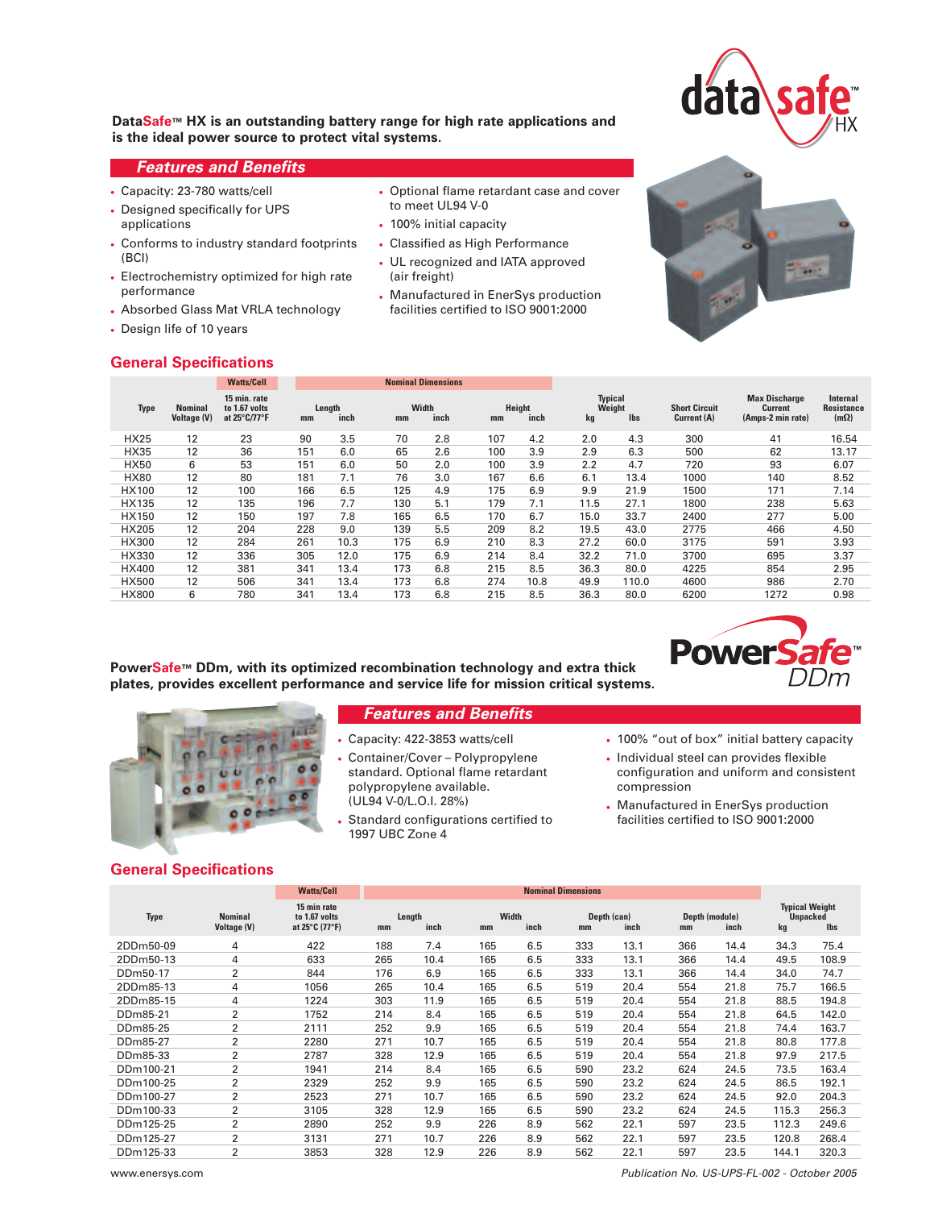**DataSafe™ HX is an outstanding battery range for high rate applications and is the ideal power source to protect vital systems.**

## Features and Benefits

- Capacity: 23-780 watts/cell
- Designed specifically for UPS applications
- Conforms to industry standard footprints (BCI)
- Electrochemistry optimized for high rate performance
- Absorbed Glass Mat VRLA technology
- Design life of 10 years
- Optional flame retardant case and cover to meet UL94 V-0
- 100% initial capacity
- Classified as High Performance
- UL recognized and IATA approved (air freight)
- Manufactured in EnerSys production facilities certified to ISO 9001:2000

## General Specifications

| Type | Nominal Voltage (V) | Watts/Cell 15 min. rate to 1.67 volts at 25°C/77°F | Nominal Dimensions Length mm | Length inch | Width mm | Width inch | Height mm | Height inch | Typical Weight kg | Typical Weight lbs | Short Circuit Current (A) | Max Discharge Current (Amps-2 min rate) | Internal Resistance (mΩ) |
|---|---|---|---|---|---|---|---|---|---|---|---|---|---|
| HX25 | 12 | 23 | 90 | 3.5 | 70 | 2.8 | 107 | 4.2 | 2.0 | 4.3 | 300 | 41 | 16.54 |
| HX35 | 12 | 36 | 151 | 6.0 | 65 | 2.6 | 100 | 3.9 | 2.9 | 6.3 | 500 | 62 | 13.17 |
| HX50 | 6 | 53 | 151 | 6.0 | 50 | 2.0 | 100 | 3.9 | 2.2 | 4.7 | 720 | 93 | 6.07 |
| HX80 | 12 | 80 | 181 | 7.1 | 76 | 3.0 | 167 | 6.6 | 6.1 | 13.4 | 1000 | 140 | 8.52 |
| HX100 | 12 | 100 | 166 | 6.5 | 125 | 4.9 | 175 | 6.9 | 9.9 | 21.9 | 1500 | 171 | 7.14 |
| HX135 | 12 | 135 | 196 | 7.7 | 130 | 5.1 | 179 | 7.1 | 11.5 | 27.1 | 1800 | 238 | 5.63 |
| HX150 | 12 | 150 | 197 | 7.8 | 165 | 6.5 | 170 | 6.7 | 15.0 | 33.7 | 2400 | 277 | 5.00 |
| HX205 | 12 | 204 | 228 | 9.0 | 139 | 5.5 | 209 | 8.2 | 19.5 | 43.0 | 2775 | 466 | 4.50 |
| HX300 | 12 | 284 | 261 | 10.3 | 175 | 6.9 | 210 | 8.3 | 27.2 | 60.0 | 3175 | 591 | 3.93 |
| HX330 | 12 | 336 | 305 | 12.0 | 175 | 6.9 | 214 | 8.4 | 32.2 | 71.0 | 3700 | 695 | 3.37 |
| HX400 | 12 | 381 | 341 | 13.4 | 173 | 6.8 | 215 | 8.5 | 36.3 | 80.0 | 4225 | 854 | 2.95 |
| HX500 | 12 | 506 | 341 | 13.4 | 173 | 6.8 | 274 | 10.8 | 49.9 | 110.0 | 4600 | 986 | 2.70 |
| HX800 | 6 | 780 | 341 | 13.4 | 173 | 6.8 | 215 | 8.5 | 36.3 | 80.0 | 6200 | 1272 | 0.98 |

**PowerSafe™ DDm, with its optimized recombination technology and extra thick plates, provides excellent performance and service life for mission critical systems.**

## Features and Benefits

- Capacity: 422-3853 watts/cell
- Container/Cover – Polypropylene standard. Optional flame retardant polypropylene available. (UL94 V-0/L.O.I. 28%)
- Standard configurations certified to 1997 UBC Zone 4
- 100% "out of box" initial battery capacity
- Individual steel can provides flexible configuration and uniform and consistent compression
- Manufactured in EnerSys production facilities certified to ISO 9001:2000

## General Specifications

| Type | Nominal Voltage (V) | Watts/Cell 15 min rate to 1.67 volts at 25°C (77°F) | Nominal Dimensions Length mm | Length inch | Width mm | Width inch | Depth (can) mm | Depth (can) inch | Depth (module) mm | Depth (module) inch | Typical Weight Unpacked kg | Typical Weight Unpacked lbs |
|---|---|---|---|---|---|---|---|---|---|---|---|---|
| 2DDm50-09 | 4 | 422 | 188 | 7.4 | 165 | 6.5 | 333 | 13.1 | 366 | 14.4 | 34.3 | 75.4 |
| 2DDm50-13 | 4 | 633 | 265 | 10.4 | 165 | 6.5 | 333 | 13.1 | 366 | 14.4 | 49.5 | 108.9 |
| DDm50-17 | 2 | 844 | 176 | 6.9 | 165 | 6.5 | 333 | 13.1 | 366 | 14.4 | 34.0 | 74.7 |
| 2DDm85-13 | 4 | 1056 | 265 | 10.4 | 165 | 6.5 | 519 | 20.4 | 554 | 21.8 | 75.7 | 166.5 |
| 2DDm85-15 | 4 | 1224 | 303 | 11.9 | 165 | 6.5 | 519 | 20.4 | 554 | 21.8 | 88.5 | 194.8 |
| DDm85-21 | 2 | 1752 | 214 | 8.4 | 165 | 6.5 | 519 | 20.4 | 554 | 21.8 | 64.5 | 142.0 |
| DDm85-25 | 2 | 2111 | 252 | 9.9 | 165 | 6.5 | 519 | 20.4 | 554 | 21.8 | 74.4 | 163.7 |
| DDm85-27 | 2 | 2280 | 271 | 10.7 | 165 | 6.5 | 519 | 20.4 | 554 | 21.8 | 80.8 | 177.8 |
| DDm85-33 | 2 | 2787 | 328 | 12.9 | 165 | 6.5 | 519 | 20.4 | 554 | 21.8 | 97.9 | 217.5 |
| DDm100-21 | 2 | 1941 | 214 | 8.4 | 165 | 6.5 | 590 | 23.2 | 624 | 24.5 | 73.5 | 163.4 |
| DDm100-25 | 2 | 2329 | 252 | 9.9 | 165 | 6.5 | 590 | 23.2 | 624 | 24.5 | 86.5 | 192.1 |
| DDm100-27 | 2 | 2523 | 271 | 10.7 | 165 | 6.5 | 590 | 23.2 | 624 | 24.5 | 92.0 | 204.3 |
| DDm100-33 | 2 | 3105 | 328 | 12.9 | 165 | 6.5 | 590 | 23.2 | 624 | 24.5 | 115.3 | 256.3 |
| DDm125-25 | 2 | 2890 | 252 | 9.9 | 226 | 8.9 | 562 | 22.1 | 597 | 23.5 | 112.3 | 249.6 |
| DDm125-27 | 2 | 3131 | 271 | 10.7 | 226 | 8.9 | 562 | 22.1 | 597 | 23.5 | 120.8 | 268.4 |
| DDm125-33 | 2 | 3853 | 328 | 12.9 | 226 | 8.9 | 562 | 22.1 | 597 | 23.5 | 144.1 | 320.3 |

www.enersys.com

*Publication No. US-UPS-FL-002 - October 2005*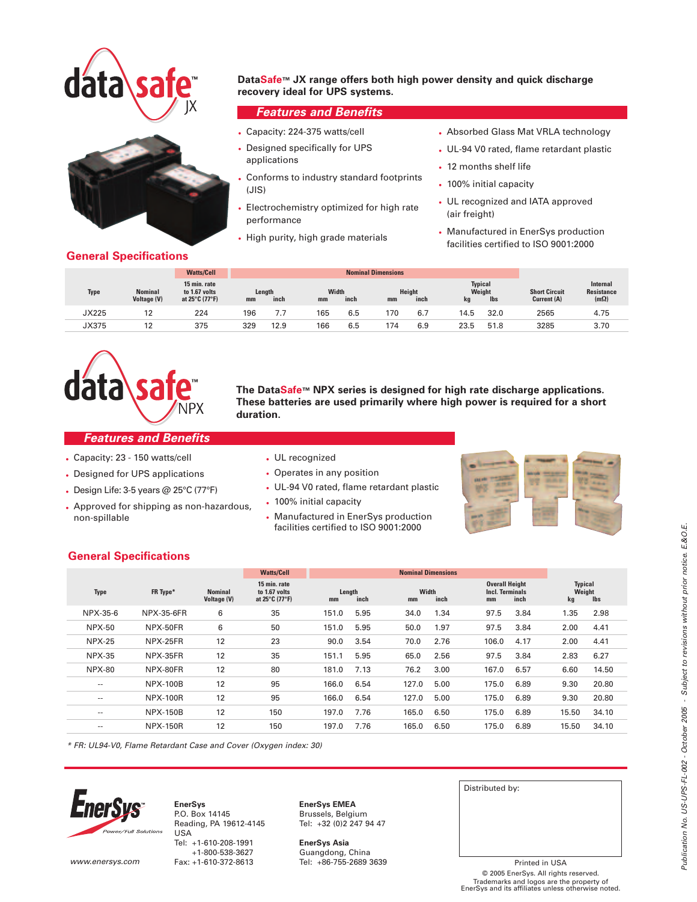# DataSafe™ JX

**DataSafe™ JX range offers both high power density and quick discharge recovery ideal for UPS systems.**

## Features and Benefits

- Capacity: 224-375 watts/cell
- Designed specifically for UPS applications
- Conforms to industry standard footprints (JIS)
- Electrochemistry optimized for high rate performance
- High purity, high grade materials
- Absorbed Glass Mat VRLA technology
- UL-94 V0 rated, flame retardant plastic
- 12 months shelf life
- 100% initial capacity
- UL recognized and IATA approved (air freight)
- Manufactured in EnerSys production facilities certified to ISO 9001:2000

## General Specifications

| Type | Nominal Voltage (V) | Watts/Cell 15 min. rate to 1.67 volts at 25°C (77°F) | Nominal Dimensions Length mm | Length inch | Width mm | Width inch | Height mm | Height inch | Typical Weight kg | Typical Weight lbs | Short Circuit Current (A) | Internal Resistance (mΩ) |
|---|---|---|---|---|---|---|---|---|---|---|---|---|
| JX225 | 12 | 224 | 196 | 7.7 | 165 | 6.5 | 170 | 6.7 | 14.5 | 32.0 | 2565 | 4.75 |
| JX375 | 12 | 375 | 329 | 12.9 | 166 | 6.5 | 174 | 6.9 | 23.5 | 51.8 | 3285 | 3.70 |

# DataSafe™ NPX

**The DataSafe™ NPX series is designed for high rate discharge applications. These batteries are used primarily where high power is required for a short duration.**

## Features and Benefits

- Capacity: 23 - 150 watts/cell
- Designed for UPS applications
- Design Life: 3-5 years @ 25°C (77°F)
- Approved for shipping as non-hazardous, non-spillable
- UL recognized
- Operates in any position
- UL-94 V0 rated, flame retardant plastic
- 100% initial capacity
- Manufactured in EnerSys production facilities certified to ISO 9001:2000

## General Specifications

| Type | FR Type* | Nominal Voltage (V) | Watts/Cell 15 min. rate to 1.67 volts at 25°C (77°F) | Nominal Dimensions Length mm | Length inch | Width mm | Width inch | Overall Height Incl. Terminals mm | Overall Height Incl. Terminals inch | Typical Weight kg | Typical Weight lbs |
|---|---|---|---|---|---|---|---|---|---|---|---|
| NPX-35-6 | NPX-35-6FR | 6 | 35 | 151.0 | 5.95 | 34.0 | 1.34 | 97.5 | 3.84 | 1.35 | 2.98 |
| NPX-50 | NPX-50FR | 6 | 50 | 151.0 | 5.95 | 50.0 | 1.97 | 97.5 | 3.84 | 2.00 | 4.41 |
| NPX-25 | NPX-25FR | 12 | 23 | 90.0 | 3.54 | 70.0 | 2.76 | 106.0 | 4.17 | 2.00 | 4.41 |
| NPX-35 | NPX-35FR | 12 | 35 | 151.1 | 5.95 | 65.0 | 2.56 | 97.5 | 3.84 | 2.83 | 6.27 |
| NPX-80 | NPX-80FR | 12 | 80 | 181.0 | 7.13 | 76.2 | 3.00 | 167.0 | 6.57 | 6.60 | 14.50 |
| -- | NPX-100B | 12 | 95 | 166.0 | 6.54 | 127.0 | 5.00 | 175.0 | 6.89 | 9.30 | 20.80 |
| -- | NPX-100R | 12 | 95 | 166.0 | 6.54 | 127.0 | 5.00 | 175.0 | 6.89 | 9.30 | 20.80 |
| -- | NPX-150B | 12 | 150 | 197.0 | 7.76 | 165.0 | 6.50 | 175.0 | 6.89 | 15.50 | 34.10 |
| -- | NPX-150R | 12 | 150 | 197.0 | 7.76 | 165.0 | 6.50 | 175.0 | 6.89 | 15.50 | 34.10 |

*\* FR: UL94-V0, Flame Retardant Case and Cover (Oxygen index: 30)*

---

EnerSys™ Power/Full Solutions

www.enersys.com

**EnerSys**
P.O. Box 14145
Reading, PA 19612-4145
USA
Tel: +1-610-208-1991
+1-800-538-3627
Fax: +1-610-372-8613

**EnerSys EMEA**
Brussels, Belgium
Tel: +32 (0)2 247 94 47

**EnerSys Asia**
Guangdong, China
Tel: +86-755-2689 3639

Distributed by:

Printed in USA

© 2005 EnerSys. All rights reserved.
Trademarks and logos are the property of EnerSys and its affiliates unless otherwise noted.

*Publication No. US-UPS-FL-002 - October 2005 - Subject to revisions without prior notice. E.&O.E.*